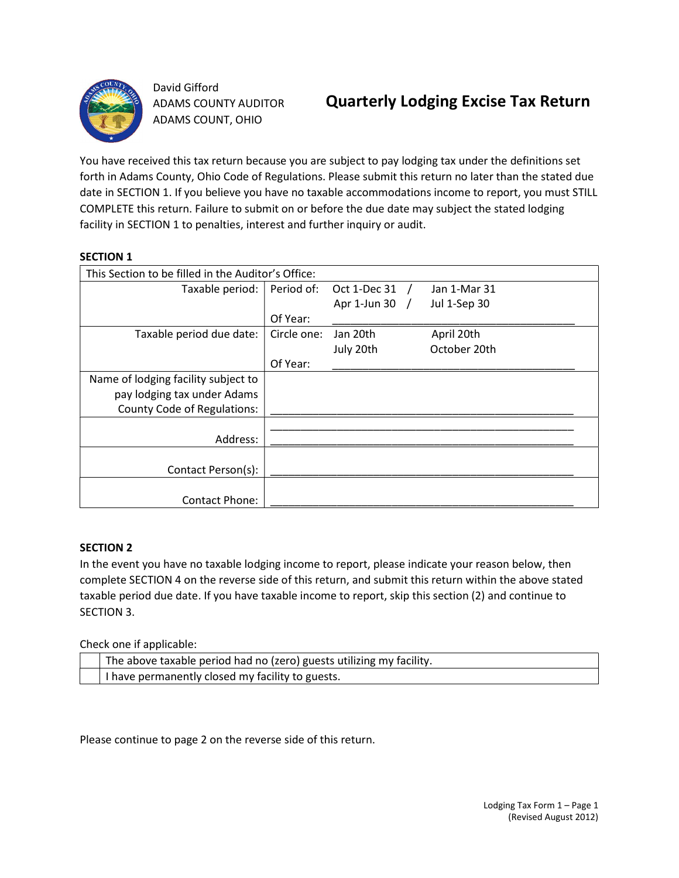David Gifford
ADAMS COUNTY AUDITOR
ADAMS COUNT, OHIO

# Quarterly Lodging Excise Tax Return

You have received this tax return because you are subject to pay lodging tax under the definitions set forth in Adams County, Ohio Code of Regulations. Please submit this return no later than the stated due date in SECTION 1. If you believe you have no taxable accommodations income to report, you must STILL COMPLETE this return. Failure to submit on or before the due date may subject the stated lodging facility in SECTION 1 to penalties, interest and further inquiry or audit.

**SECTION 1**

| This Section to be filled in the Auditor's Office: | |
|---|---|
| Taxable period: | Period of: Oct 1-Dec 31 / Jan 1-Mar 31<br>Apr 1-Jun 30 / Jul 1-Sep 30<br>Of Year: ____________________ |
| Taxable period due date: | Circle one: Jan 20th April 20th<br>July 20th October 20th<br>Of Year: ____________________ |
| Name of lodging facility subject to pay lodging tax under Adams County Code of Regulations: | ____________________ |
| Address: | ____________________<br>____________________ |
| Contact Person(s): | ____________________ |
| Contact Phone: | ____________________ |

**SECTION 2**

In the event you have no taxable lodging income to report, please indicate your reason below, then complete SECTION 4 on the reverse side of this return, and submit this return within the above stated taxable period due date. If you have taxable income to report, skip this section (2) and continue to SECTION 3.

Check one if applicable:

| | |
|---|---|
| | The above taxable period had no (zero) guests utilizing my facility. |
| | I have permanently closed my facility to guests. |

Please continue to page 2 on the reverse side of this return.

Lodging Tax Form 1 – Page 1
(Revised August 2012)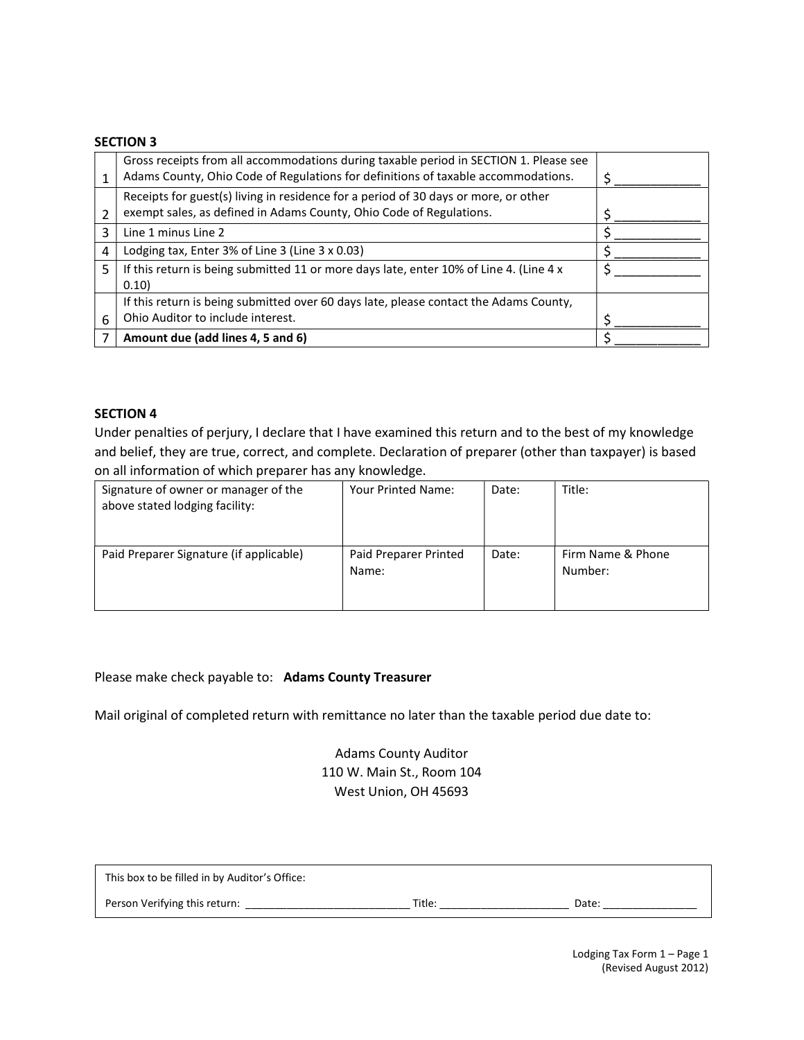**SECTION 3**

| | | |
|---|---|---|
| 1 | Gross receipts from all accommodations during taxable period in SECTION 1. Please see Adams County, Ohio Code of Regulations for definitions of taxable accommodations. | $ ____________ |
| 2 | Receipts for guest(s) living in residence for a period of 30 days or more, or other exempt sales, as defined in Adams County, Ohio Code of Regulations. | $ ____________ |
| 3 | Line 1 minus Line 2 | $ ____________ |
| 4 | Lodging tax, Enter 3% of Line 3 (Line 3 x 0.03) | $ ____________ |
| 5 | If this return is being submitted 11 or more days late, enter 10% of Line 4. (Line 4 x 0.10) | $ ____________ |
| 6 | If this return is being submitted over 60 days late, please contact the Adams County, Ohio Auditor to include interest. | $ ____________ |
| 7 | **Amount due (add lines 4, 5 and 6)** | $ ____________ |

**SECTION 4**

Under penalties of perjury, I declare that I have examined this return and to the best of my knowledge and belief, they are true, correct, and complete. Declaration of preparer (other than taxpayer) is based on all information of which preparer has any knowledge.

| | | | |
|---|---|---|---|
| Signature of owner or manager of the above stated lodging facility: | Your Printed Name: | Date: | Title: |
| Paid Preparer Signature (if applicable) | Paid Preparer Printed Name: | Date: | Firm Name & Phone Number: |

Please make check payable to: **Adams County Treasurer**

Mail original of completed return with remittance no later than the taxable period due date to:

Adams County Auditor
110 W. Main St., Room 104
West Union, OH 45693

This box to be filled in by Auditor's Office:

Person Verifying this return: ___________________________ Title: _____________________ Date: _______________

Lodging Tax Form 1 – Page 1
(Revised August 2012)